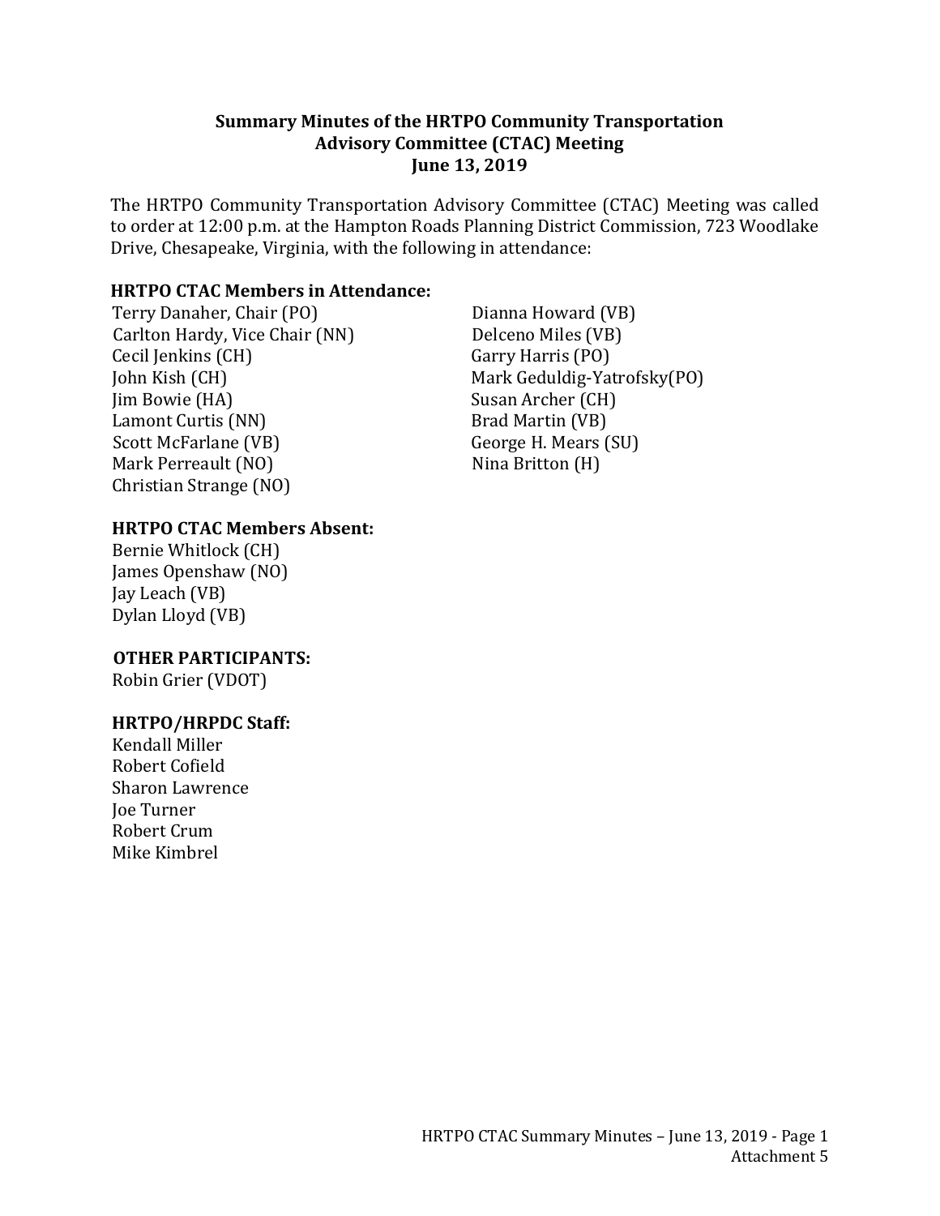**Summary Minutes of the HRTPO Community Transportation Advisory Committee (CTAC) Meeting**
**June 13, 2019**

The HRTPO Community Transportation Advisory Committee (CTAC) Meeting was called to order at 12:00 p.m. at the Hampton Roads Planning District Commission, 723 Woodlake Drive, Chesapeake, Virginia, with the following in attendance:

**HRTPO CTAC Members in Attendance:**

Terry Danaher, Chair (PO)
Carlton Hardy, Vice Chair (NN)
Cecil Jenkins (CH)
John Kish (CH)
Jim Bowie (HA)
Lamont Curtis (NN)
Scott McFarlane (VB)
Mark Perreault (NO)
Christian Strange (NO)
Dianna Howard (VB)
Delceno Miles (VB)
Garry Harris (PO)
Mark Geduldig-Yatrofsky(PO)
Susan Archer (CH)
Brad Martin (VB)
George H. Mears (SU)
Nina Britton (H)

**HRTPO CTAC Members Absent:**

Bernie Whitlock (CH)
James Openshaw (NO)
Jay Leach (VB)
Dylan Lloyd (VB)

**OTHER PARTICIPANTS:**

Robin Grier (VDOT)

**HRTPO/HRPDC Staff:**

Kendall Miller
Robert Cofield
Sharon Lawrence
Joe Turner
Robert Crum
Mike Kimbrel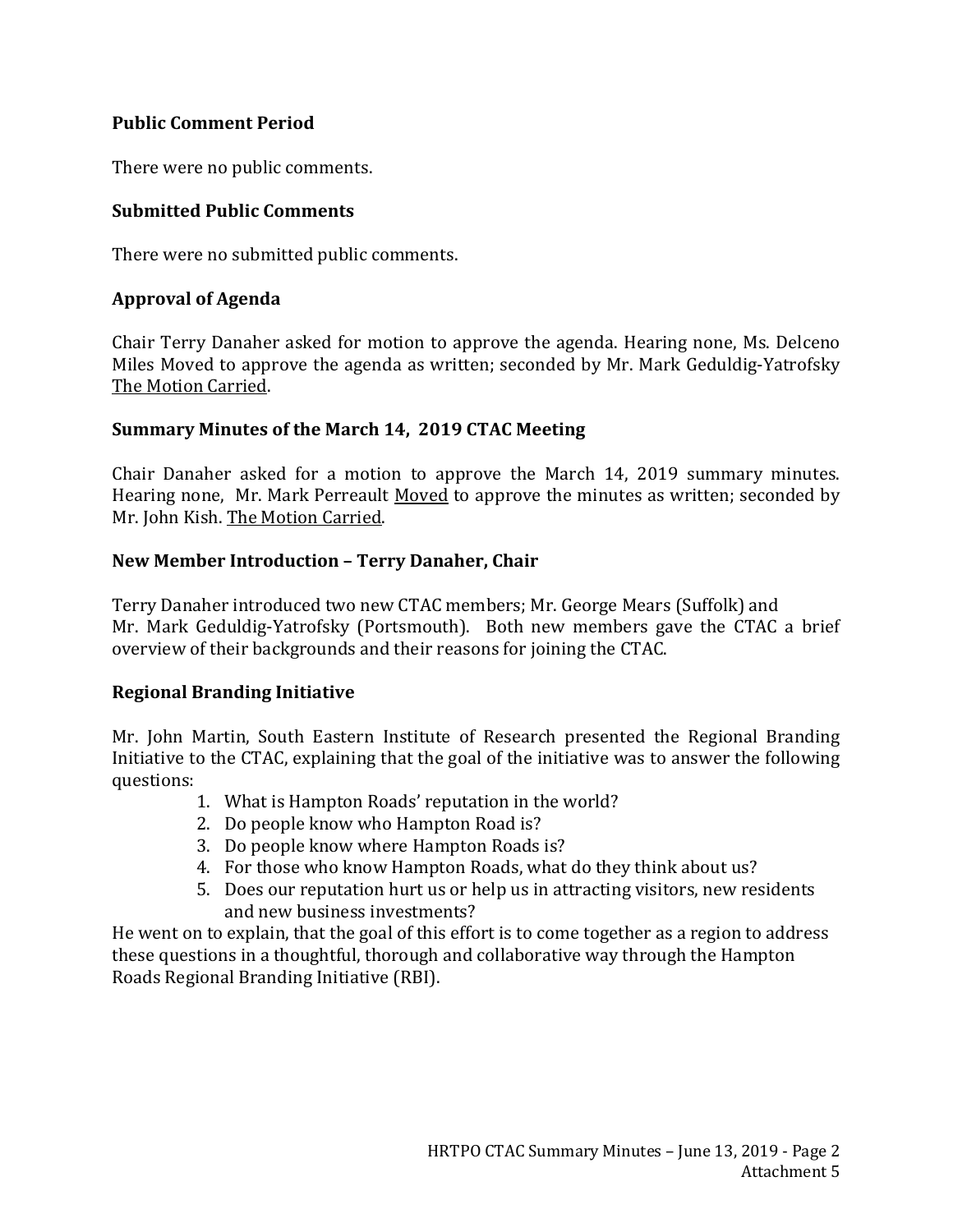## Public Comment Period

There were no public comments.

## Submitted Public Comments

There were no submitted public comments.

## Approval of Agenda

Chair Terry Danaher asked for motion to approve the agenda. Hearing none, Ms. Delceno Miles Moved to approve the agenda as written; seconded by Mr. Mark Geduldig-Yatrofsky The Motion Carried.

## Summary Minutes of the March 14, 2019 CTAC Meeting

Chair Danaher asked for a motion to approve the March 14, 2019 summary minutes. Hearing none, Mr. Mark Perreault Moved to approve the minutes as written; seconded by Mr. John Kish. The Motion Carried.

## New Member Introduction – Terry Danaher, Chair

Terry Danaher introduced two new CTAC members; Mr. George Mears (Suffolk) and Mr. Mark Geduldig-Yatrofsky (Portsmouth). Both new members gave the CTAC a brief overview of their backgrounds and their reasons for joining the CTAC.

## Regional Branding Initiative

Mr. John Martin, South Eastern Institute of Research presented the Regional Branding Initiative to the CTAC, explaining that the goal of the initiative was to answer the following questions:

1. What is Hampton Roads' reputation in the world?
2. Do people know who Hampton Road is?
3. Do people know where Hampton Roads is?
4. For those who know Hampton Roads, what do they think about us?
5. Does our reputation hurt us or help us in attracting visitors, new residents and new business investments?

He went on to explain, that the goal of this effort is to come together as a region to address these questions in a thoughtful, thorough and collaborative way through the Hampton Roads Regional Branding Initiative (RBI).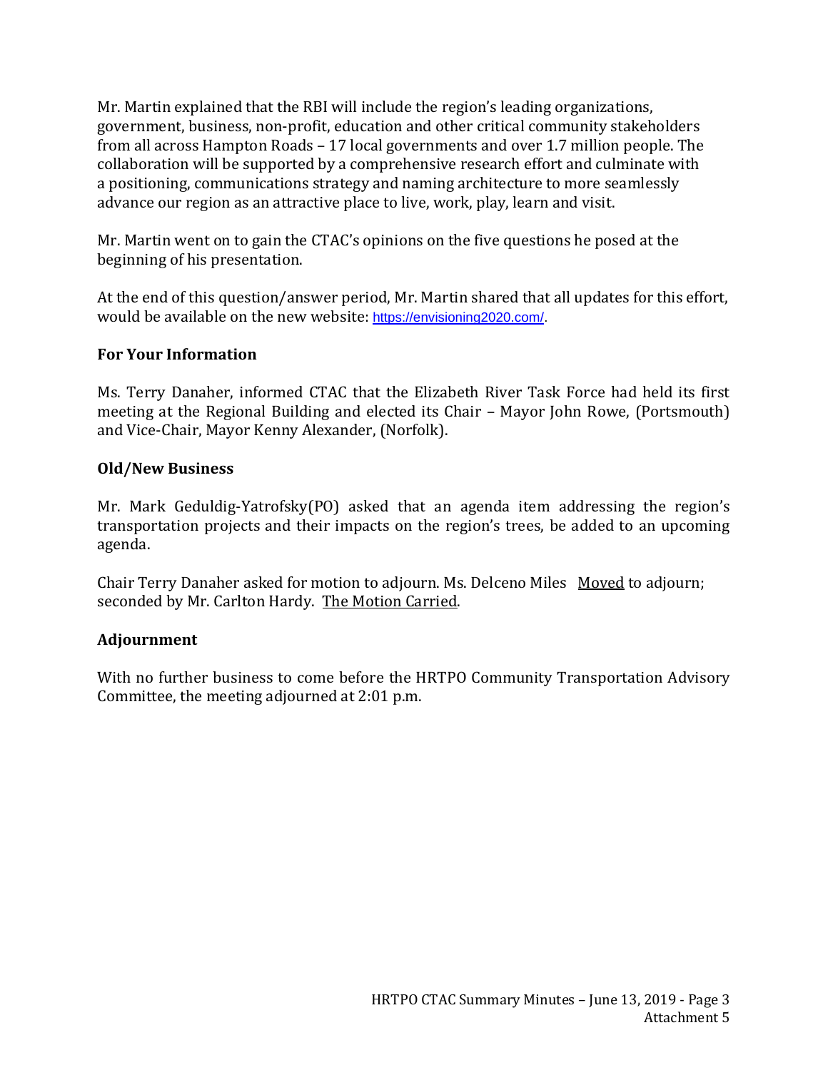Mr. Martin explained that the RBI will include the region's leading organizations, government, business, non-profit, education and other critical community stakeholders from all across Hampton Roads – 17 local governments and over 1.7 million people. The collaboration will be supported by a comprehensive research effort and culminate with a positioning, communications strategy and naming architecture to more seamlessly advance our region as an attractive place to live, work, play, learn and visit.

Mr. Martin went on to gain the CTAC's opinions on the five questions he posed at the beginning of his presentation.

At the end of this question/answer period, Mr. Martin shared that all updates for this effort, would be available on the new website: https://envisioning2020.com/.

## For Your Information

Ms. Terry Danaher, informed CTAC that the Elizabeth River Task Force had held its first meeting at the Regional Building and elected its Chair – Mayor John Rowe, (Portsmouth) and Vice-Chair, Mayor Kenny Alexander, (Norfolk).

## Old/New Business

Mr. Mark Geduldig-Yatrofsky(PO) asked that an agenda item addressing the region's transportation projects and their impacts on the region's trees, be added to an upcoming agenda.

Chair Terry Danaher asked for motion to adjourn. Ms. Delceno Miles Moved to adjourn; seconded by Mr. Carlton Hardy. The Motion Carried.

## Adjournment

With no further business to come before the HRTPO Community Transportation Advisory Committee, the meeting adjourned at 2:01 p.m.